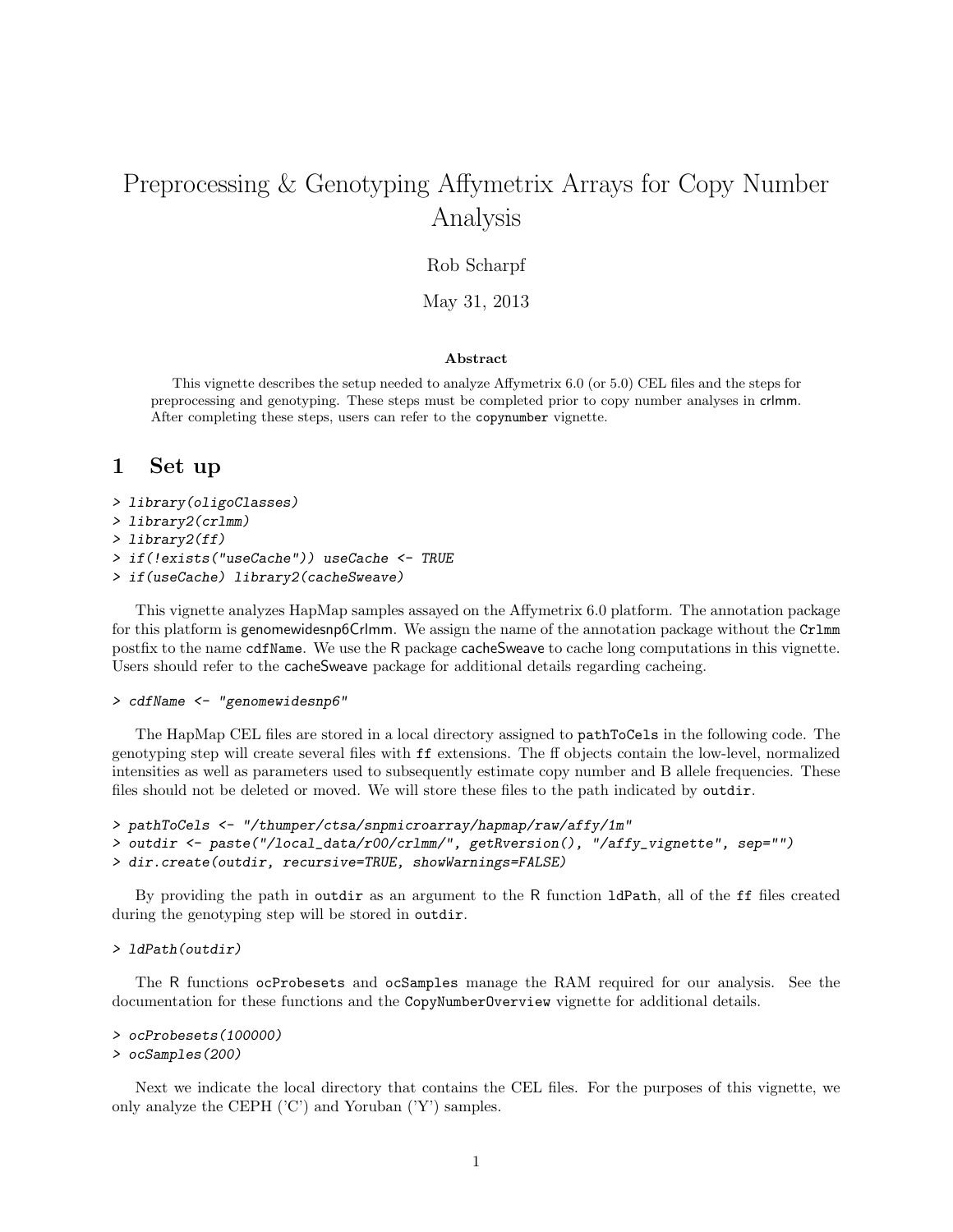# Preprocessing & Genotyping Affymetrix Arrays for Copy Number Analysis

Rob Scharpf

May 31, 2013

**Abstract**

This vignette describes the setup needed to analyze Affymetrix 6.0 (or 5.0) CEL files and the steps for preprocessing and genotyping. These steps must be completed prior to copy number analyses in crlmm. After completing these steps, users can refer to the copynumber vignette.

## 1 Set up

```
> library(oligoClasses)
> library2(crlmm)
> library2(ff)
> if(!exists("useCache")) useCache <- TRUE
> if(useCache) library2(cacheSweave)
```

This vignette analyzes HapMap samples assayed on the Affymetrix 6.0 platform. The annotation package for this platform is genomewidesnp6Crlmm. We assign the name of the annotation package without the Crlmm postfix to the name cdfName. We use the R package cacheSweave to cache long computations in this vignette. Users should refer to the cacheSweave package for additional details regarding cacheing.

```
> cdfName <- "genomewidesnp6"
```

The HapMap CEL files are stored in a local directory assigned to pathToCels in the following code. The genotyping step will create several files with ff extensions. The ff objects contain the low-level, normalized intensities as well as parameters used to subsequently estimate copy number and B allele frequencies. These files should not be deleted or moved. We will store these files to the path indicated by outdir.

```
> pathToCels <- "/thumper/ctsa/snpmicroarray/hapmap/raw/affy/1m"
> outdir <- paste("/local_data/r00/crlmm/", getRversion(), "/affy_vignette", sep="")
> dir.create(outdir, recursive=TRUE, showWarnings=FALSE)
```

By providing the path in outdir as an argument to the R function ldPath, all of the ff files created during the genotyping step will be stored in outdir.

```
> ldPath(outdir)
```

The R functions ocProbesets and ocSamples manage the RAM required for our analysis. See the documentation for these functions and the CopyNumberOverview vignette for additional details.

```
> ocProbesets(100000)
> ocSamples(200)
```

Next we indicate the local directory that contains the CEL files. For the purposes of this vignette, we only analyze the CEPH ('C') and Yoruban ('Y') samples.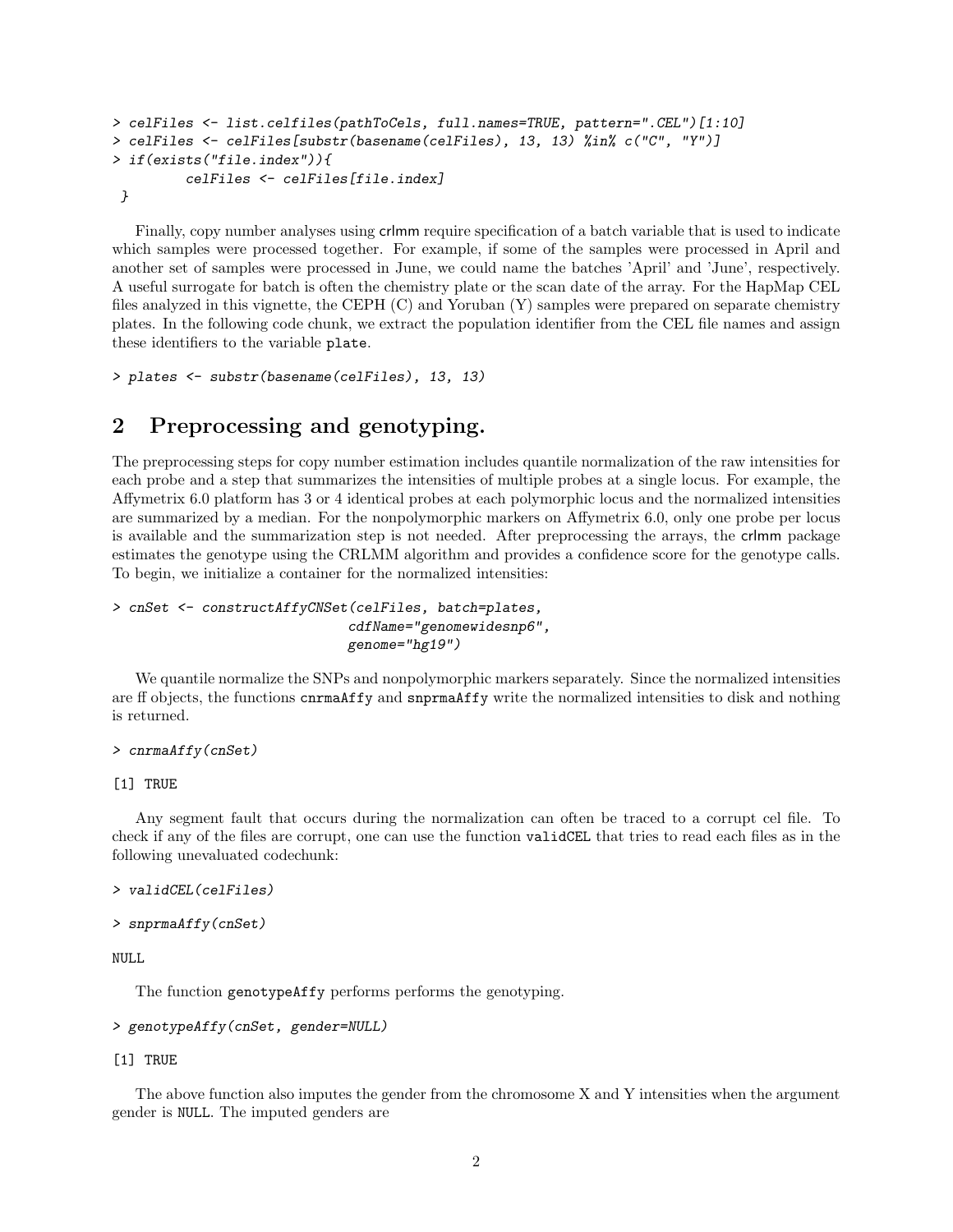```
> celFiles <- list.celfiles(pathToCels, full.names=TRUE, pattern=".CEL")[1:10]
> celFiles <- celFiles[substr(basename(celFiles), 13, 13) %in% c("C", "Y")]
> if(exists("file.index")){
        celFiles <- celFiles[file.index]
 }
```

Finally, copy number analyses using crlmm require specification of a batch variable that is used to indicate which samples were processed together. For example, if some of the samples were processed in April and another set of samples were processed in June, we could name the batches 'April' and 'June', respectively. A useful surrogate for batch is often the chemistry plate or the scan date of the array. For the HapMap CEL files analyzed in this vignette, the CEPH (C) and Yoruban (Y) samples were prepared on separate chemistry plates. In the following code chunk, we extract the population identifier from the CEL file names and assign these identifiers to the variable `plate`.

```
> plates <- substr(basename(celFiles), 13, 13)
```

## 2 Preprocessing and genotyping.

The preprocessing steps for copy number estimation includes quantile normalization of the raw intensities for each probe and a step that summarizes the intensities of multiple probes at a single locus. For example, the Affymetrix 6.0 platform has 3 or 4 identical probes at each polymorphic locus and the normalized intensities are summarized by a median. For the nonpolymorphic markers on Affymetrix 6.0, only one probe per locus is available and the summarization step is not needed. After preprocessing the arrays, the crlmm package estimates the genotype using the CRLMM algorithm and provides a confidence score for the genotype calls. To begin, we initialize a container for the normalized intensities:

```
> cnSet <- constructAffyCNSet(celFiles, batch=plates,
                              cdfName="genomewidesnp6",
                              genome="hg19")
```

We quantile normalize the SNPs and nonpolymorphic markers separately. Since the normalized intensities are ff objects, the functions `cnrmaAffy` and `snprmaAffy` write the normalized intensities to disk and nothing is returned.

```
> cnrmaAffy(cnSet)
```

```
[1] TRUE
```

Any segment fault that occurs during the normalization can often be traced to a corrupt cel file. To check if any of the files are corrupt, one can use the function `validCEL` that tries to read each files as in the following unevaluated codechunk:

```
> validCEL(celFiles)
```

```
> snprmaAffy(cnSet)
```

```
NULL
```

The function `genotypeAffy` performs performs the genotyping.

```
> genotypeAffy(cnSet, gender=NULL)
```

```
[1] TRUE
```

The above function also imputes the gender from the chromosome X and Y intensities when the argument gender is `NULL`. The imputed genders are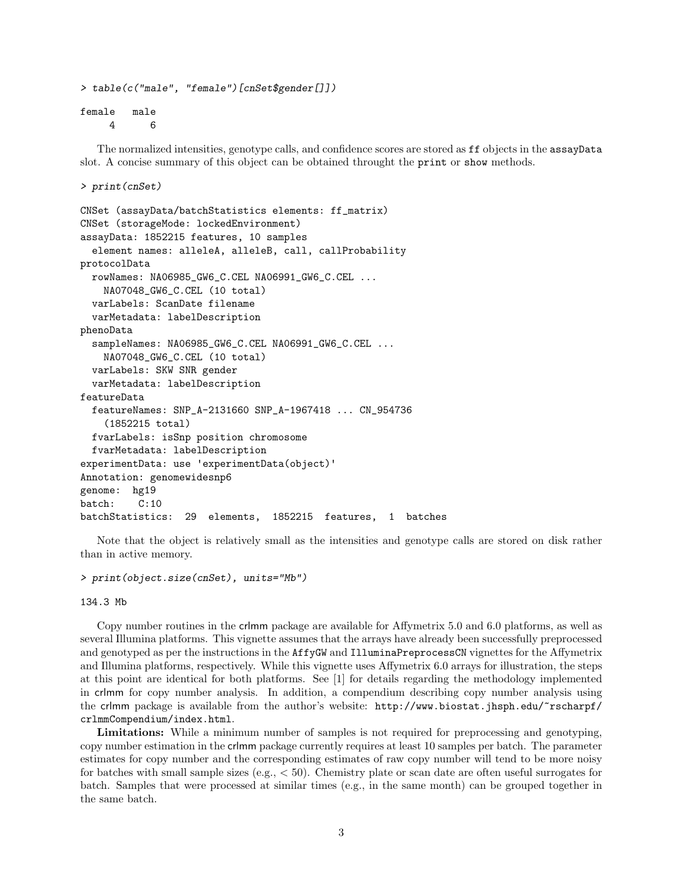```
> table(c("male", "female")[cnSet$gender[]])

female   male
     4      6
```

The normalized intensities, genotype calls, and confidence scores are stored as `ff` objects in the `assayData` slot. A concise summary of this object can be obtained throught the `print` or `show` methods.

```
> print(cnSet)

CNSet (assayData/batchStatistics elements: ff_matrix)
CNSet (storageMode: lockedEnvironment)
assayData: 1852215 features, 10 samples
  element names: alleleA, alleleB, call, callProbability
protocolData
  rowNames: NA06985_GW6_C.CEL NA06991_GW6_C.CEL ...
    NA07048_GW6_C.CEL (10 total)
  varLabels: ScanDate filename
  varMetadata: labelDescription
phenoData
  sampleNames: NA06985_GW6_C.CEL NA06991_GW6_C.CEL ...
    NA07048_GW6_C.CEL (10 total)
  varLabels: SKW SNR gender
  varMetadata: labelDescription
featureData
  featureNames: SNP_A-2131660 SNP_A-1967418 ... CN_954736
    (1852215 total)
  fvarLabels: isSnp position chromosome
  fvarMetadata: labelDescription
experimentData: use 'experimentData(object)'
Annotation: genomewidesnp6
genome:  hg19
batch:    C:10
batchStatistics:  29  elements,  1852215  features,  1  batches
```

Note that the object is relatively small as the intensities and genotype calls are stored on disk rather than in active memory.

```
> print(object.size(cnSet), units="Mb")

134.3 Mb
```

Copy number routines in the crlmm package are available for Affymetrix 5.0 and 6.0 platforms, as well as several Illumina platforms. This vignette assumes that the arrays have already been successfully preprocessed and genotyped as per the instructions in the `AffyGW` and `IlluminaPreprocessCN` vignettes for the Affymetrix and Illumina platforms, respectively. While this vignette uses Affymetrix 6.0 arrays for illustration, the steps at this point are identical for both platforms. See [1] for details regarding the methodology implemented in crlmm for copy number analysis. In addition, a compendium describing copy number analysis using the crlmm package is available from the author's website: `http://www.biostat.jhsph.edu/~rscharpf/crlmmCompendium/index.html`.

**Limitations:** While a minimum number of samples is not required for preprocessing and genotyping, copy number estimation in the crlmm package currently requires at least 10 samples per batch. The parameter estimates for copy number and the corresponding estimates of raw copy number will tend to be more noisy for batches with small sample sizes (e.g., $< 50$). Chemistry plate or scan date are often useful surrogates for batch. Samples that were processed at similar times (e.g., in the same month) can be grouped together in the same batch.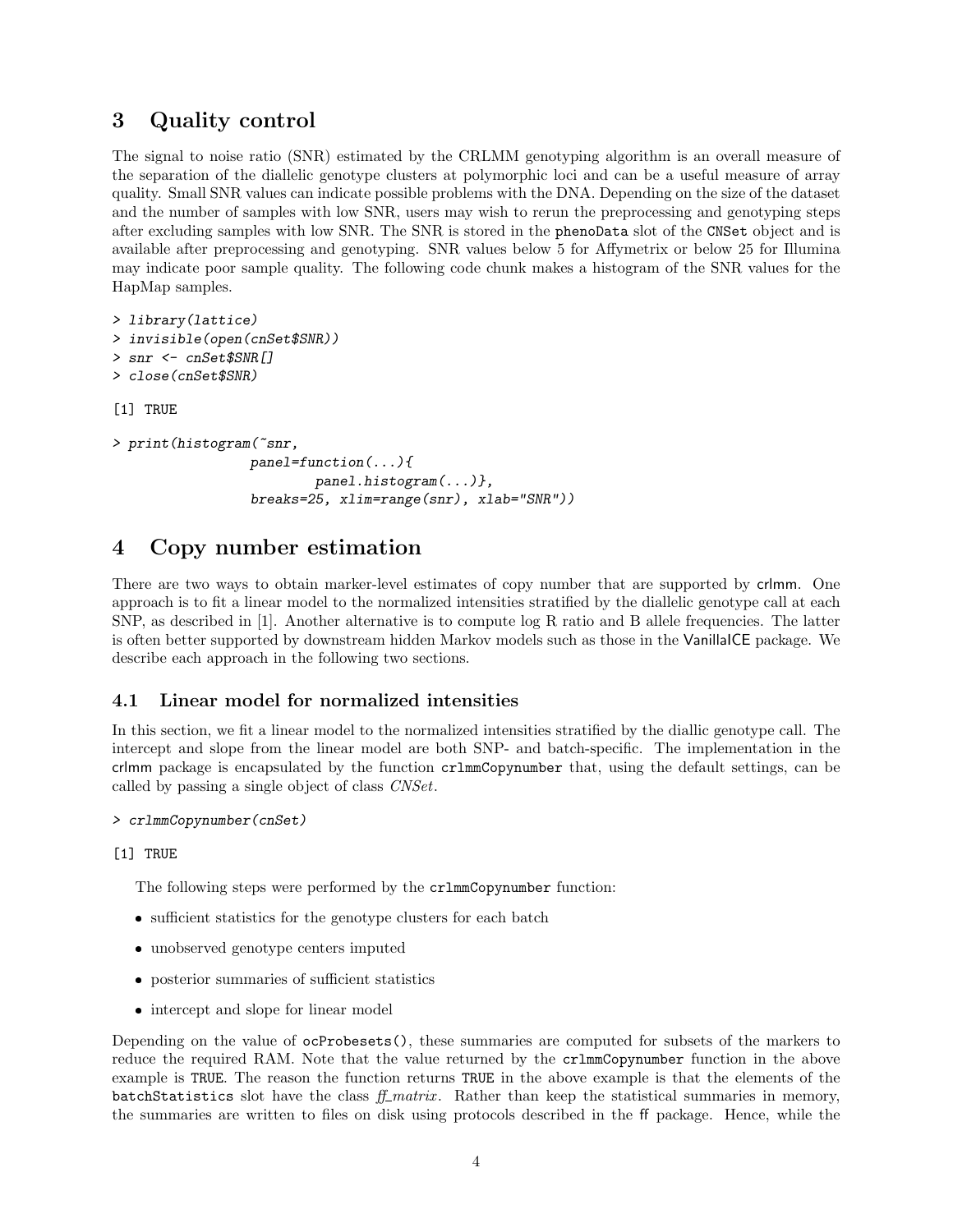# 3 Quality control

The signal to noise ratio (SNR) estimated by the CRLMM genotyping algorithm is an overall measure of the separation of the diallelic genotype clusters at polymorphic loci and can be a useful measure of array quality. Small SNR values can indicate possible problems with the DNA. Depending on the size of the dataset and the number of samples with low SNR, users may wish to rerun the preprocessing and genotyping steps after excluding samples with low SNR. The SNR is stored in the `phenoData` slot of the `CNSet` object and is available after preprocessing and genotyping. SNR values below 5 for Affymetrix or below 25 for Illumina may indicate poor sample quality. The following code chunk makes a histogram of the SNR values for the HapMap samples.

```
> library(lattice)
> invisible(open(cnSet$SNR))
> snr <- cnSet$SNR[]
> close(cnSet$SNR)

[1] TRUE

> print(histogram(~snr,
                  panel=function(...){
                          panel.histogram(...)},
                  breaks=25, xlim=range(snr), xlab="SNR"))
```

# 4 Copy number estimation

There are two ways to obtain marker-level estimates of copy number that are supported by crlmm. One approach is to fit a linear model to the normalized intensities stratified by the diallelic genotype call at each SNP, as described in [1]. Another alternative is to compute log R ratio and B allele frequencies. The latter is often better supported by downstream hidden Markov models such as those in the VanillaICE package. We describe each approach in the following two sections.

## 4.1 Linear model for normalized intensities

In this section, we fit a linear model to the normalized intensities stratified by the diallic genotype call. The intercept and slope from the linear model are both SNP- and batch-specific. The implementation in the crlmm package is encapsulated by the function `crlmmCopynumber` that, using the default settings, can be called by passing a single object of class *CNSet*.

```
> crlmmCopynumber(cnSet)

[1] TRUE
```

The following steps were performed by the `crlmmCopynumber` function:

- sufficient statistics for the genotype clusters for each batch
- unobserved genotype centers imputed
- posterior summaries of sufficient statistics
- intercept and slope for linear model

Depending on the value of `ocProbesets()`, these summaries are computed for subsets of the markers to reduce the required RAM. Note that the value returned by the `crlmmCopynumber` function in the above example is `TRUE`. The reason the function returns `TRUE` in the above example is that the elements of the `batchStatistics` slot have the class *ff_matrix*. Rather than keep the statistical summaries in memory, the summaries are written to files on disk using protocols described in the ff package. Hence, while the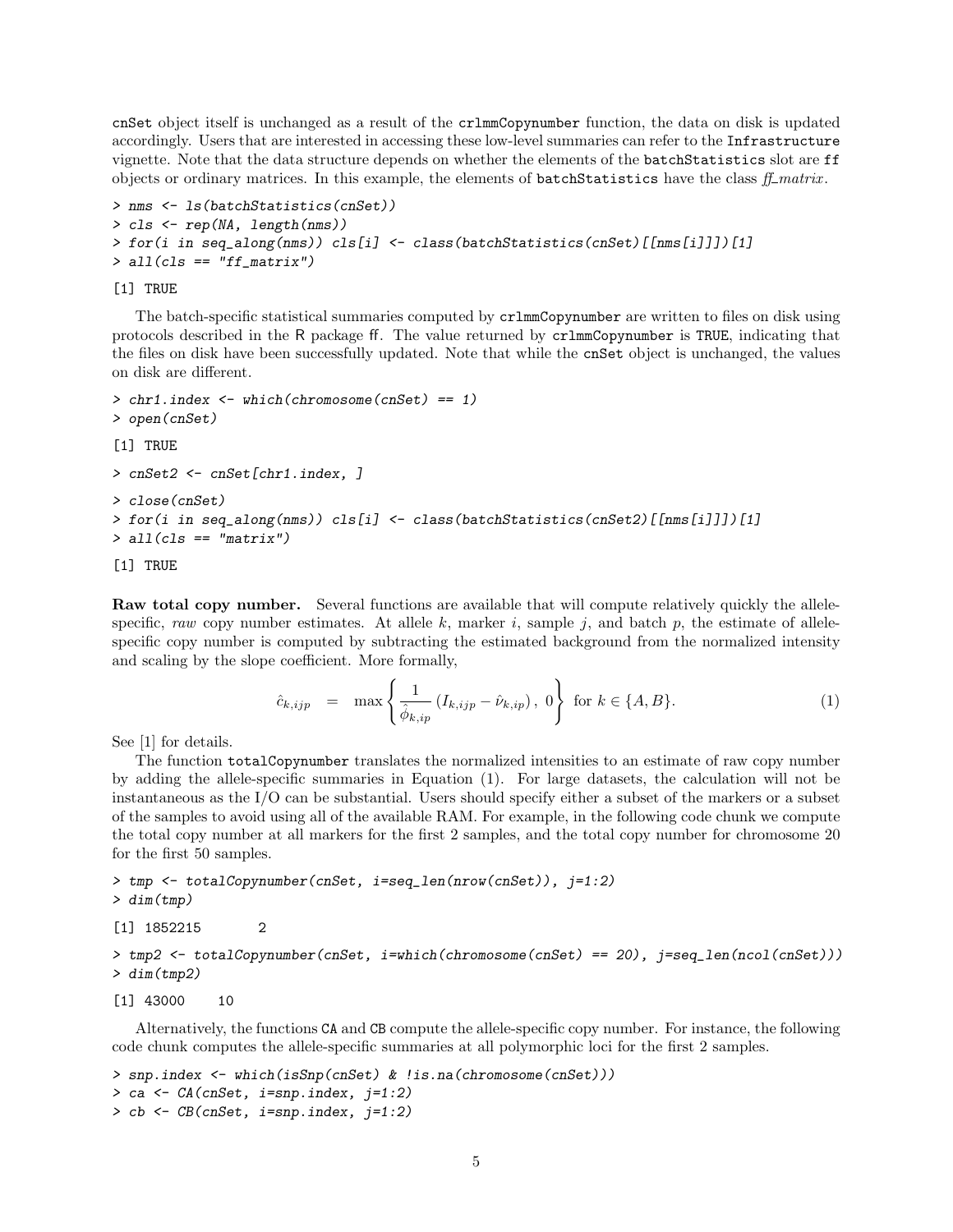cnSet object itself is unchanged as a result of the crlmmCopynumber function, the data on disk is updated accordingly. Users that are interested in accessing these low-level summaries can refer to the Infrastructure vignette. Note that the data structure depends on whether the elements of the batchStatistics slot are ff objects or ordinary matrices. In this example, the elements of batchStatistics have the class *ff_matrix*.

```
> nms <- ls(batchStatistics(cnSet))
> cls <- rep(NA, length(nms))
> for(i in seq_along(nms)) cls[i] <- class(batchStatistics(cnSet)[[nms[i]]])[1]
> all(cls == "ff_matrix")

[1] TRUE
```

The batch-specific statistical summaries computed by crlmmCopynumber are written to files on disk using protocols described in the R package ff. The value returned by crlmmCopynumber is TRUE, indicating that the files on disk have been successfully updated. Note that while the cnSet object is unchanged, the values on disk are different.

```
> chr1.index <- which(chromosome(cnSet) == 1)
> open(cnSet)

[1] TRUE

> cnSet2 <- cnSet[chr1.index, ]

> close(cnSet)
> for(i in seq_along(nms)) cls[i] <- class(batchStatistics(cnSet2)[[nms[i]]])[1]
> all(cls == "matrix")

[1] TRUE
```

**Raw total copy number.** Several functions are available that will compute relatively quickly the allele-specific, *raw* copy number estimates. At allele $k$, marker $i$, sample $j$, and batch $p$, the estimate of allele-specific copy number is computed by subtracting the estimated background from the normalized intensity and scaling by the slope coefficient. More formally,

$$\hat{c}_{k,ijp} \quad = \quad \max\left\{\frac{1}{\hat{\phi}_{k,ip}}\left(I_{k,ijp} - \hat{\nu}_{k,ip}\right),\ 0\right\} \text{ for } k \in \{A, B\}. \tag{1}$$

See [1] for details.

The function totalCopynumber translates the normalized intensities to an estimate of raw copy number by adding the allele-specific summaries in Equation (1). For large datasets, the calculation will not be instantaneous as the I/O can be substantial. Users should specify either a subset of the markers or a subset of the samples to avoid using all of the available RAM. For example, in the following code chunk we compute the total copy number at all markers for the first 2 samples, and the total copy number for chromosome 20 for the first 50 samples.

```
> tmp <- totalCopynumber(cnSet, i=seq_len(nrow(cnSet)), j=1:2)
> dim(tmp)

[1] 1852215       2

> tmp2 <- totalCopynumber(cnSet, i=which(chromosome(cnSet) == 20), j=seq_len(ncol(cnSet)))
> dim(tmp2)

[1] 43000    10
```

Alternatively, the functions CA and CB compute the allele-specific copy number. For instance, the following code chunk computes the allele-specific summaries at all polymorphic loci for the first 2 samples.

```
> snp.index <- which(isSnp(cnSet) & !is.na(chromosome(cnSet)))
> ca <- CA(cnSet, i=snp.index, j=1:2)
> cb <- CB(cnSet, i=snp.index, j=1:2)
```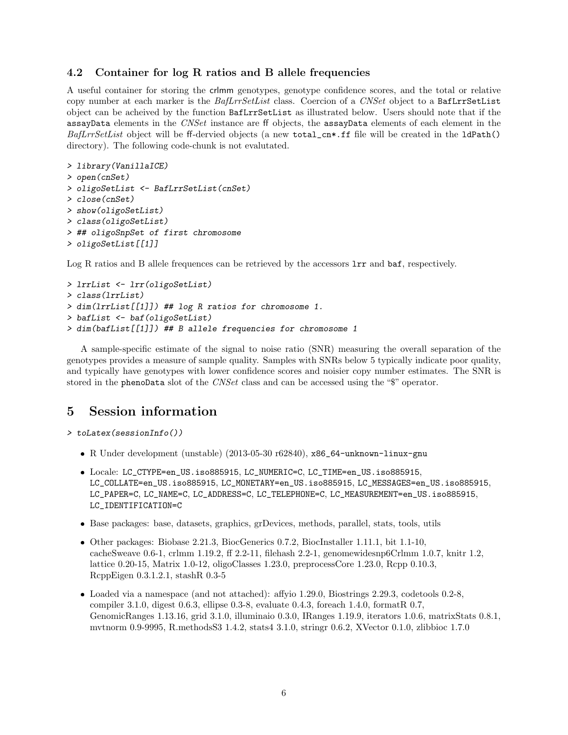### 4.2 Container for log R ratios and B allele frequencies

A useful container for storing the crlmm genotypes, genotype confidence scores, and the total or relative copy number at each marker is the *BafLrrSetList* class. Coercion of a *CNSet* object to a `BafLrrSetList` object can be acheived by the function `BafLrrSetList` as illustrated below. Users should note that if the `assayData` elements in the *CNSet* instance are ff objects, the `assayData` elements of each element in the *BafLrrSetList* object will be ff-dervied objects (a new `total_cn*.ff` file will be created in the `ldPath()` directory). The following code-chunk is not evalutated.

```
> library(VanillaICE)
> open(cnSet)
> oligoSetList <- BafLrrSetList(cnSet)
> close(cnSet)
> show(oligoSetList)
> class(oligoSetList)
> ## oligoSnpSet of first chromosome
> oligoSetList[[1]]
```

Log R ratios and B allele frequences can be retrieved by the accessors `lrr` and `baf`, respectively.

```
> lrrList <- lrr(oligoSetList)
> class(lrrList)
> dim(lrrList[[1]]) ## log R ratios for chromosome 1.
> bafList <- baf(oligoSetList)
> dim(bafList[[1]]) ## B allele frequencies for chromosome 1
```

A sample-specific estimate of the signal to noise ratio (SNR) measuring the overall separation of the genotypes provides a measure of sample quality. Samples with SNRs below 5 typically indicate poor quality, and typically have genotypes with lower confidence scores and noisier copy number estimates. The SNR is stored in the `phenoData` slot of the *CNSet* class and can be accessed using the "$" operator.

# 5 Session information

```
> toLatex(sessionInfo())
```

- R Under development (unstable) (2013-05-30 r62840), `x86_64-unknown-linux-gnu`
- Locale: `LC_CTYPE=en_US.iso885915`, `LC_NUMERIC=C`, `LC_TIME=en_US.iso885915`, `LC_COLLATE=en_US.iso885915`, `LC_MONETARY=en_US.iso885915`, `LC_MESSAGES=en_US.iso885915`, `LC_PAPER=C`, `LC_NAME=C`, `LC_ADDRESS=C`, `LC_TELEPHONE=C`, `LC_MEASUREMENT=en_US.iso885915`, `LC_IDENTIFICATION=C`
- Base packages: base, datasets, graphics, grDevices, methods, parallel, stats, tools, utils
- Other packages: Biobase 2.21.3, BiocGenerics 0.7.2, BiocInstaller 1.11.1, bit 1.1-10, cacheSweave 0.6-1, crlmm 1.19.2, ff 2.2-11, filehash 2.2-1, genomewidesnp6Crlmm 1.0.7, knitr 1.2, lattice 0.20-15, Matrix 1.0-12, oligoClasses 1.23.0, preprocessCore 1.23.0, Rcpp 0.10.3, RcppEigen 0.3.1.2.1, stashR 0.3-5
- Loaded via a namespace (and not attached): affyio 1.29.0, Biostrings 2.29.3, codetools 0.2-8, compiler 3.1.0, digest 0.6.3, ellipse 0.3-8, evaluate 0.4.3, foreach 1.4.0, formatR 0.7, GenomicRanges 1.13.16, grid 3.1.0, illuminaio 0.3.0, IRanges 1.19.9, iterators 1.0.6, matrixStats 0.8.1, mvtnorm 0.9-9995, R.methodsS3 1.4.2, stats4 3.1.0, stringr 0.6.2, XVector 0.1.0, zlibbioc 1.7.0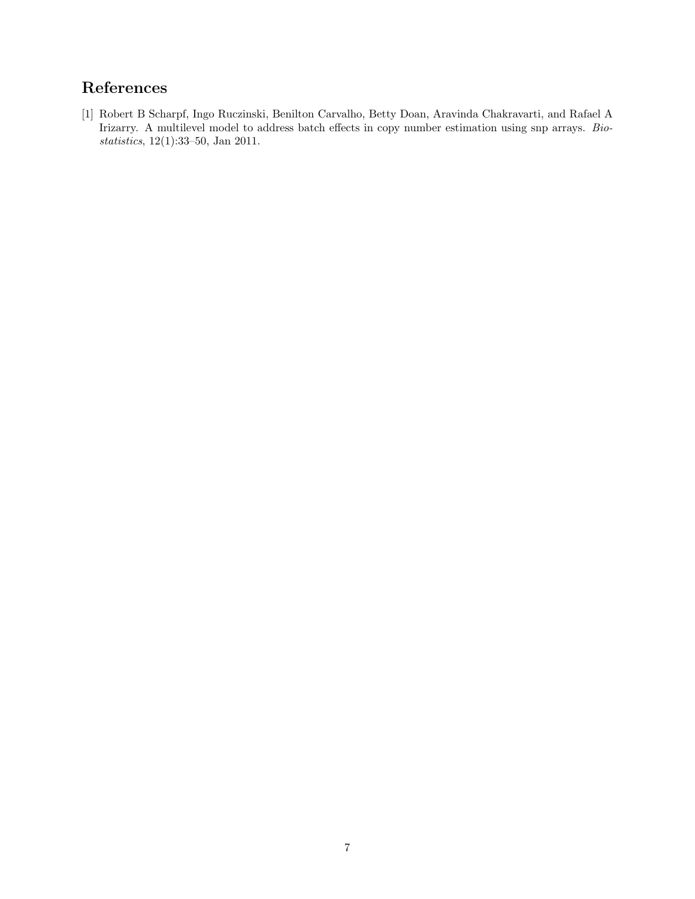# References

[1] Robert B Scharpf, Ingo Ruczinski, Benilton Carvalho, Betty Doan, Aravinda Chakravarti, and Rafael A Irizarry. A multilevel model to address batch effects in copy number estimation using snp arrays. *Biostatistics*, 12(1):33–50, Jan 2011.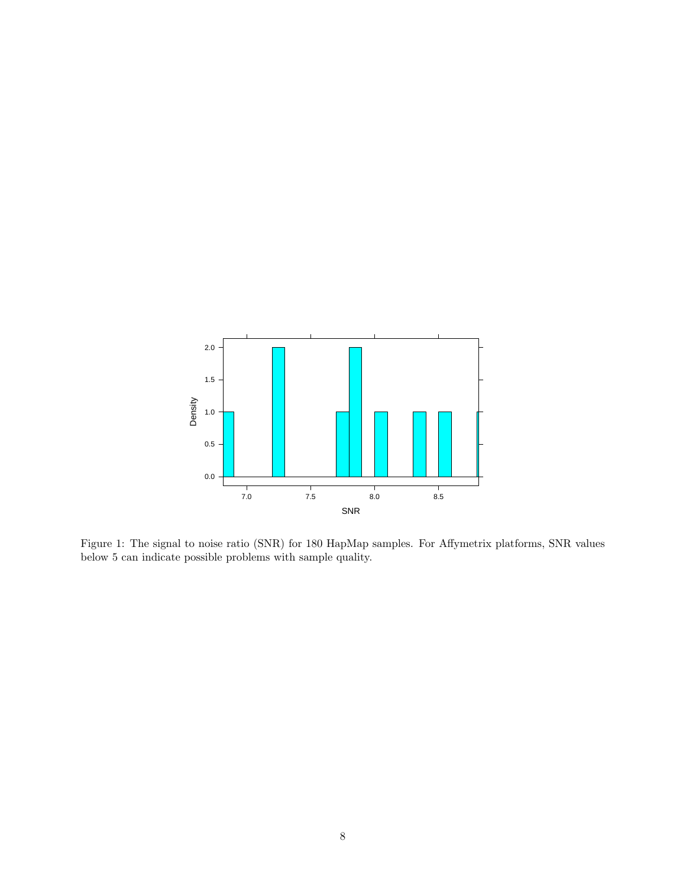Density

2.0

1.5

1.0

0.5

0.0

7.0

7.5

8.0

8.5

SNR

Figure 1: The signal to noise ratio (SNR) for 180 HapMap samples. For Affymetrix platforms, SNR values below 5 can indicate possible problems with sample quality.